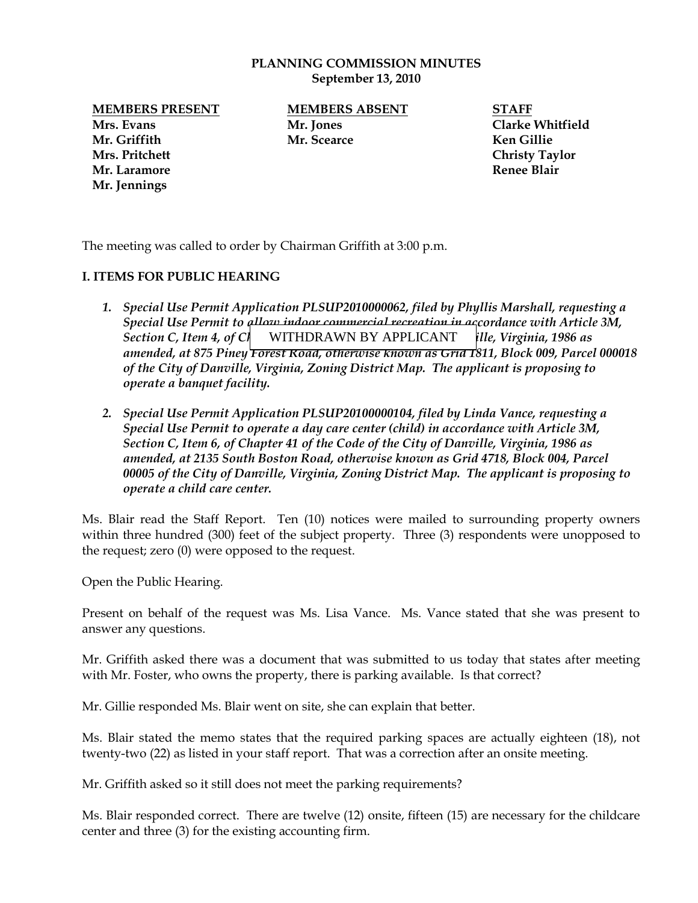**PLANNING COMMISSION MINUTES**
**September 13, 2010**

| **MEMBERS PRESENT** | **MEMBERS ABSENT** | **STAFF** |
|---|---|---|
| **Mrs. Evans** | **Mr. Jones** | **Clarke Whitfield** |
| **Mr. Griffith** | **Mr. Scearce** | **Ken Gillie** |
| **Mrs. Pritchett** | | **Christy Taylor** |
| **Mr. Laramore** | | **Renee Blair** |
| **Mr. Jennings** | | |

The meeting was called to order by Chairman Griffith at 3:00 p.m.

## I. ITEMS FOR PUBLIC HEARING

1. ***Special Use Permit Application PLSUP2010000062, filed by Phyllis Marshall, requesting a Special Use Permit to ~~allow indoor commercial recreation in accordance with Article 3M, Section C, Item 4, of Ch~~* WITHDRAWN BY APPLICANT *~~ille, Virginia, 1986 as amended, at 875 Piney Forest Road, otherwise known as Grid 1811,~~ Block 009, Parcel 000018 of the City of Danville, Virginia, Zoning District Map. The applicant is proposing to operate a banquet facility.***

2. ***Special Use Permit Application PLSUP20100000104, filed by Linda Vance, requesting a Special Use Permit to operate a day care center (child) in accordance with Article 3M, Section C, Item 6, of Chapter 41 of the Code of the City of Danville, Virginia, 1986 as amended, at 2135 South Boston Road, otherwise known as Grid 4718, Block 004, Parcel 00005 of the City of Danville, Virginia, Zoning District Map. The applicant is proposing to operate a child care center.***

Ms. Blair read the Staff Report. Ten (10) notices were mailed to surrounding property owners within three hundred (300) feet of the subject property. Three (3) respondents were unopposed to the request; zero (0) were opposed to the request.

Open the Public Hearing.

Present on behalf of the request was Ms. Lisa Vance. Ms. Vance stated that she was present to answer any questions.

Mr. Griffith asked there was a document that was submitted to us today that states after meeting with Mr. Foster, who owns the property, there is parking available. Is that correct?

Mr. Gillie responded Ms. Blair went on site, she can explain that better.

Ms. Blair stated the memo states that the required parking spaces are actually eighteen (18), not twenty-two (22) as listed in your staff report. That was a correction after an onsite meeting.

Mr. Griffith asked so it still does not meet the parking requirements?

Ms. Blair responded correct. There are twelve (12) onsite, fifteen (15) are necessary for the childcare center and three (3) for the existing accounting firm.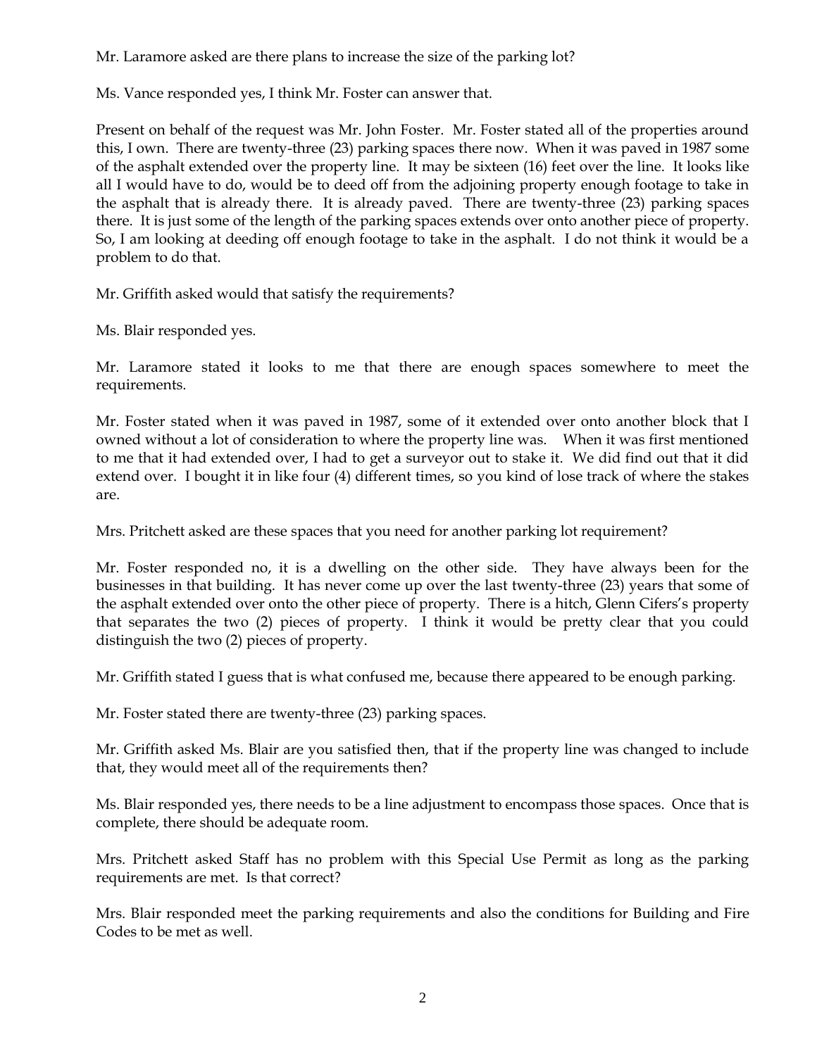Mr. Laramore asked are there plans to increase the size of the parking lot?

Ms. Vance responded yes, I think Mr. Foster can answer that.

Present on behalf of the request was Mr. John Foster. Mr. Foster stated all of the properties around this, I own. There are twenty-three (23) parking spaces there now. When it was paved in 1987 some of the asphalt extended over the property line. It may be sixteen (16) feet over the line. It looks like all I would have to do, would be to deed off from the adjoining property enough footage to take in the asphalt that is already there. It is already paved. There are twenty-three (23) parking spaces there. It is just some of the length of the parking spaces extends over onto another piece of property. So, I am looking at deeding off enough footage to take in the asphalt. I do not think it would be a problem to do that.

Mr. Griffith asked would that satisfy the requirements?

Ms. Blair responded yes.

Mr. Laramore stated it looks to me that there are enough spaces somewhere to meet the requirements.

Mr. Foster stated when it was paved in 1987, some of it extended over onto another block that I owned without a lot of consideration to where the property line was. When it was first mentioned to me that it had extended over, I had to get a surveyor out to stake it. We did find out that it did extend over. I bought it in like four (4) different times, so you kind of lose track of where the stakes are.

Mrs. Pritchett asked are these spaces that you need for another parking lot requirement?

Mr. Foster responded no, it is a dwelling on the other side. They have always been for the businesses in that building. It has never come up over the last twenty-three (23) years that some of the asphalt extended over onto the other piece of property. There is a hitch, Glenn Cifers's property that separates the two (2) pieces of property. I think it would be pretty clear that you could distinguish the two (2) pieces of property.

Mr. Griffith stated I guess that is what confused me, because there appeared to be enough parking.

Mr. Foster stated there are twenty-three (23) parking spaces.

Mr. Griffith asked Ms. Blair are you satisfied then, that if the property line was changed to include that, they would meet all of the requirements then?

Ms. Blair responded yes, there needs to be a line adjustment to encompass those spaces. Once that is complete, there should be adequate room.

Mrs. Pritchett asked Staff has no problem with this Special Use Permit as long as the parking requirements are met. Is that correct?

Mrs. Blair responded meet the parking requirements and also the conditions for Building and Fire Codes to be met as well.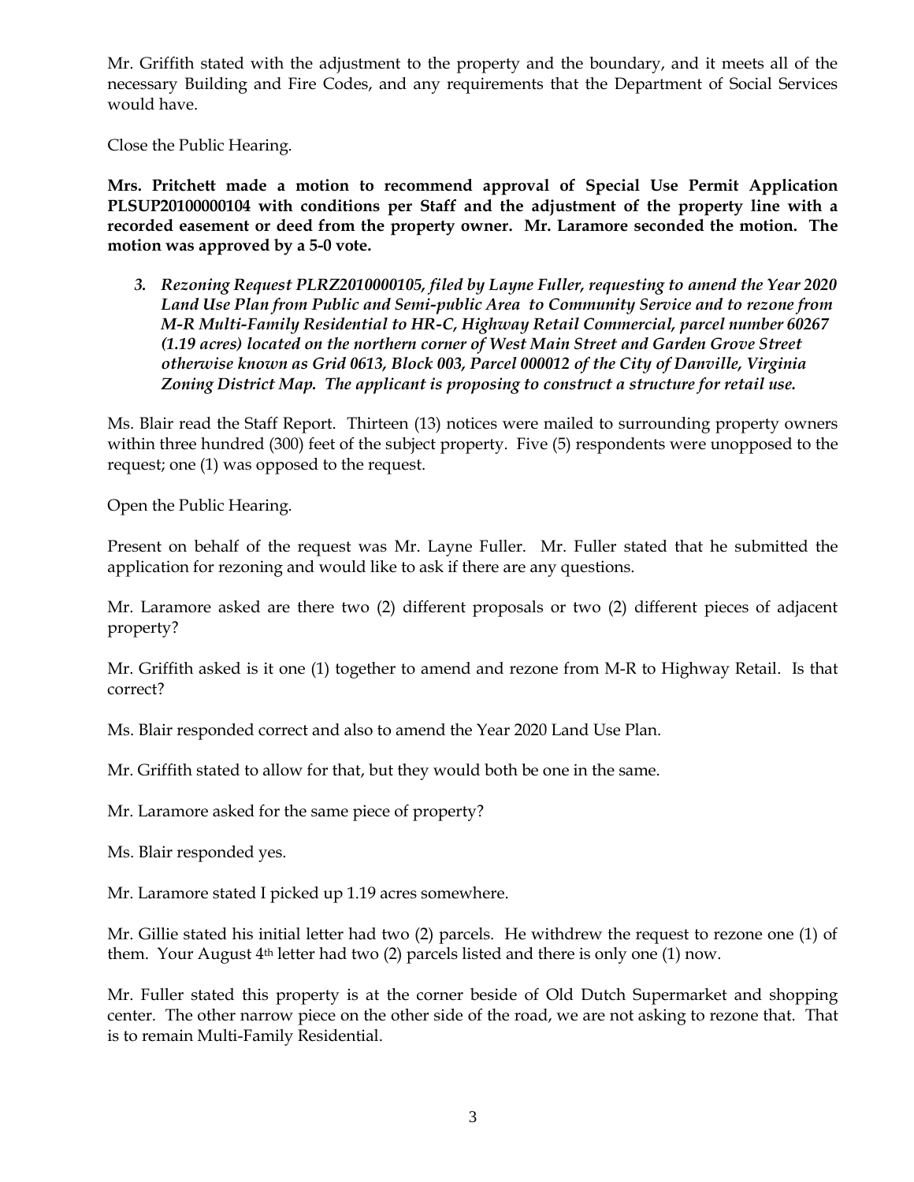Mr. Griffith stated with the adjustment to the property and the boundary, and it meets all of the necessary Building and Fire Codes, and any requirements that the Department of Social Services would have.

Close the Public Hearing.

**Mrs. Pritchett made a motion to recommend approval of Special Use Permit Application PLSUP20100000104 with conditions per Staff and the adjustment of the property line with a recorded easement or deed from the property owner. Mr. Laramore seconded the motion. The motion was approved by a 5-0 vote.**

3. ***Rezoning Request PLRZ2010000105, filed by Layne Fuller, requesting to amend the Year 2020 Land Use Plan from Public and Semi-public Area to Community Service and to rezone from M-R Multi-Family Residential to HR-C, Highway Retail Commercial, parcel number 60267 (1.19 acres) located on the northern corner of West Main Street and Garden Grove Street otherwise known as Grid 0613, Block 003, Parcel 000012 of the City of Danville, Virginia Zoning District Map. The applicant is proposing to construct a structure for retail use.***

Ms. Blair read the Staff Report. Thirteen (13) notices were mailed to surrounding property owners within three hundred (300) feet of the subject property. Five (5) respondents were unopposed to the request; one (1) was opposed to the request.

Open the Public Hearing.

Present on behalf of the request was Mr. Layne Fuller. Mr. Fuller stated that he submitted the application for rezoning and would like to ask if there are any questions.

Mr. Laramore asked are there two (2) different proposals or two (2) different pieces of adjacent property?

Mr. Griffith asked is it one (1) together to amend and rezone from M-R to Highway Retail. Is that correct?

Ms. Blair responded correct and also to amend the Year 2020 Land Use Plan.

Mr. Griffith stated to allow for that, but they would both be one in the same.

Mr. Laramore asked for the same piece of property?

Ms. Blair responded yes.

Mr. Laramore stated I picked up 1.19 acres somewhere.

Mr. Gillie stated his initial letter had two (2) parcels. He withdrew the request to rezone one (1) of them. Your August 4th letter had two (2) parcels listed and there is only one (1) now.

Mr. Fuller stated this property is at the corner beside of Old Dutch Supermarket and shopping center. The other narrow piece on the other side of the road, we are not asking to rezone that. That is to remain Multi-Family Residential.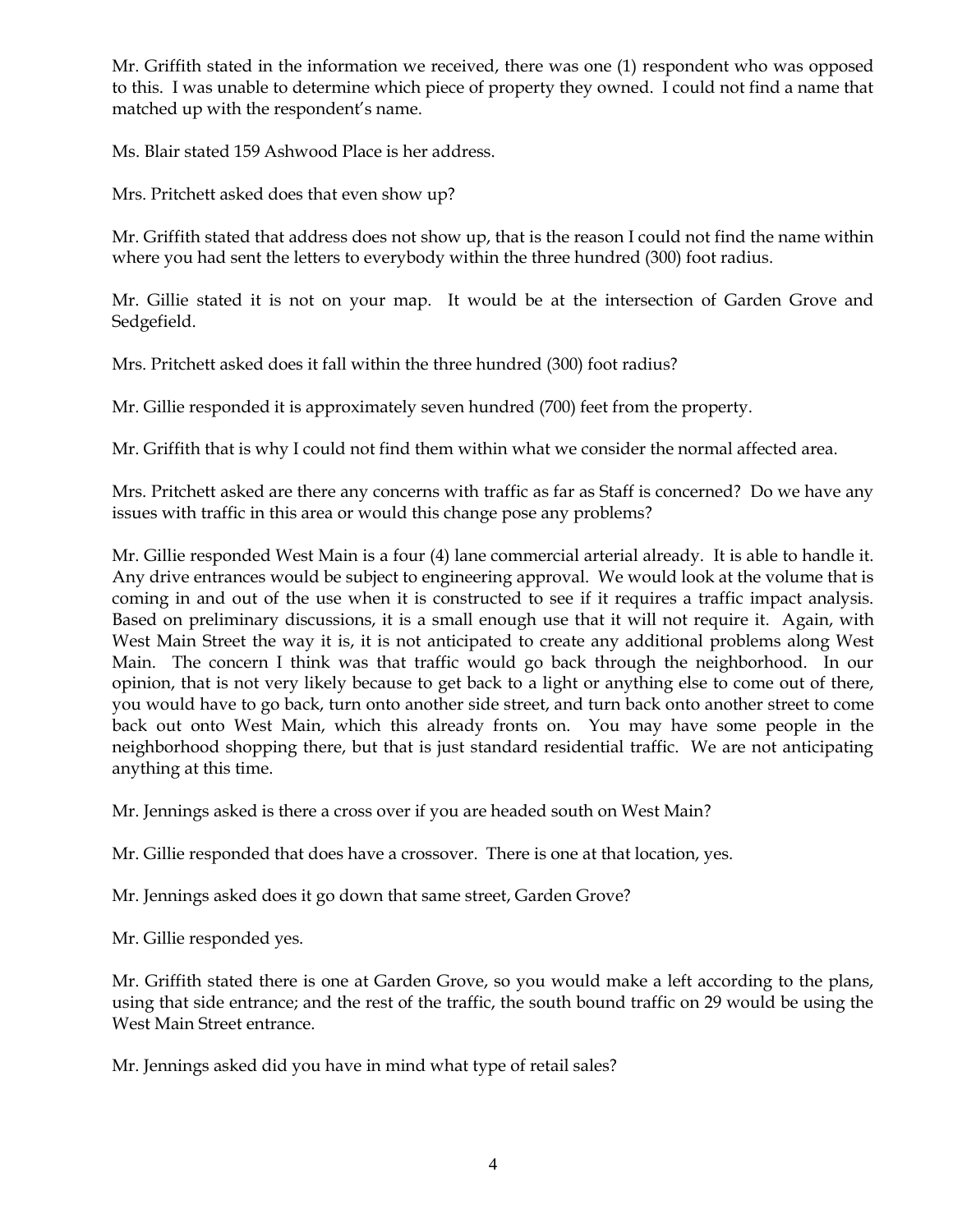Mr. Griffith stated in the information we received, there was one (1) respondent who was opposed to this. I was unable to determine which piece of property they owned. I could not find a name that matched up with the respondent's name.

Ms. Blair stated 159 Ashwood Place is her address.

Mrs. Pritchett asked does that even show up?

Mr. Griffith stated that address does not show up, that is the reason I could not find the name within where you had sent the letters to everybody within the three hundred (300) foot radius.

Mr. Gillie stated it is not on your map. It would be at the intersection of Garden Grove and Sedgefield.

Mrs. Pritchett asked does it fall within the three hundred (300) foot radius?

Mr. Gillie responded it is approximately seven hundred (700) feet from the property.

Mr. Griffith that is why I could not find them within what we consider the normal affected area.

Mrs. Pritchett asked are there any concerns with traffic as far as Staff is concerned? Do we have any issues with traffic in this area or would this change pose any problems?

Mr. Gillie responded West Main is a four (4) lane commercial arterial already. It is able to handle it. Any drive entrances would be subject to engineering approval. We would look at the volume that is coming in and out of the use when it is constructed to see if it requires a traffic impact analysis. Based on preliminary discussions, it is a small enough use that it will not require it. Again, with West Main Street the way it is, it is not anticipated to create any additional problems along West Main. The concern I think was that traffic would go back through the neighborhood. In our opinion, that is not very likely because to get back to a light or anything else to come out of there, you would have to go back, turn onto another side street, and turn back onto another street to come back out onto West Main, which this already fronts on. You may have some people in the neighborhood shopping there, but that is just standard residential traffic. We are not anticipating anything at this time.

Mr. Jennings asked is there a cross over if you are headed south on West Main?

Mr. Gillie responded that does have a crossover. There is one at that location, yes.

Mr. Jennings asked does it go down that same street, Garden Grove?

Mr. Gillie responded yes.

Mr. Griffith stated there is one at Garden Grove, so you would make a left according to the plans, using that side entrance; and the rest of the traffic, the south bound traffic on 29 would be using the West Main Street entrance.

Mr. Jennings asked did you have in mind what type of retail sales?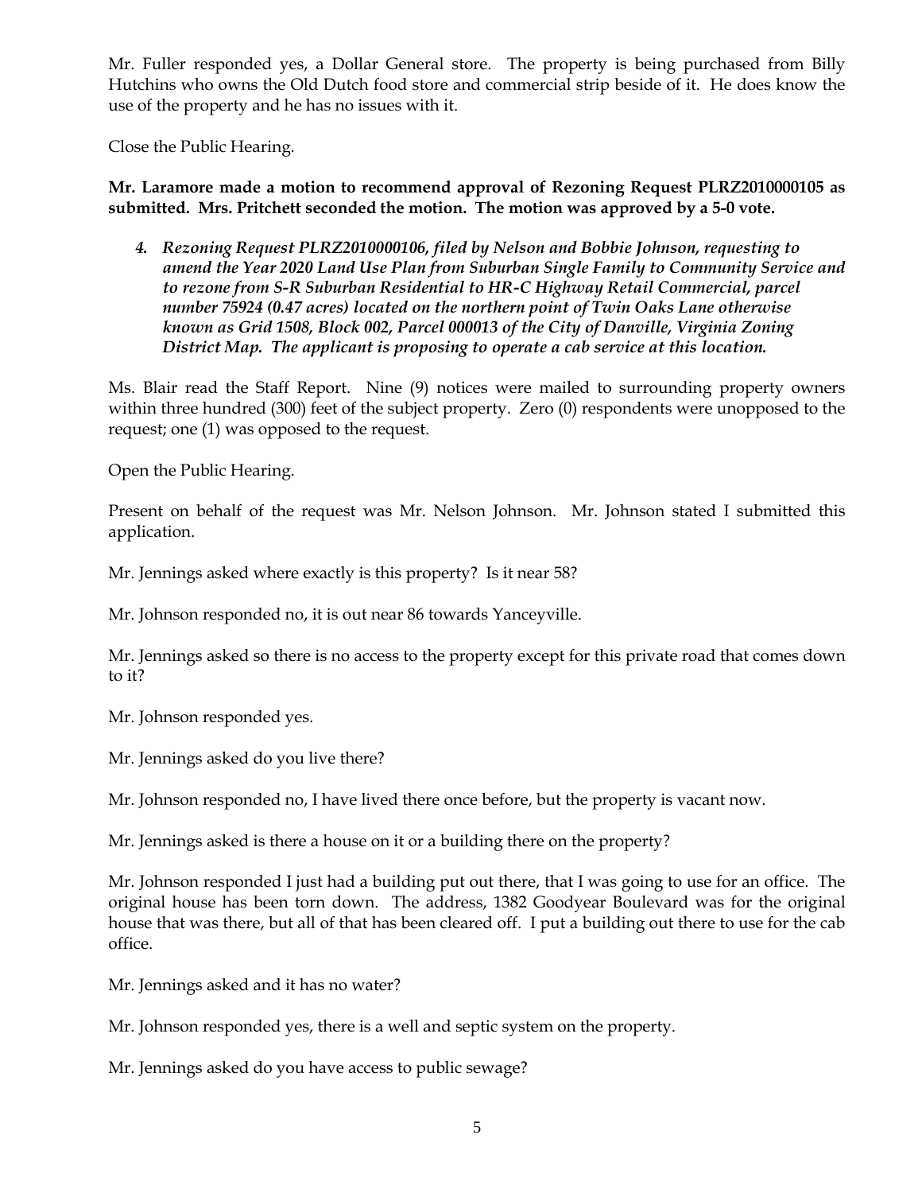Mr. Fuller responded yes, a Dollar General store. The property is being purchased from Billy Hutchins who owns the Old Dutch food store and commercial strip beside of it. He does know the use of the property and he has no issues with it.

Close the Public Hearing.

**Mr. Laramore made a motion to recommend approval of Rezoning Request PLRZ2010000105 as submitted. Mrs. Pritchett seconded the motion. The motion was approved by a 5-0 vote.**

4. ***Rezoning Request PLRZ2010000106, filed by Nelson and Bobbie Johnson, requesting to amend the Year 2020 Land Use Plan from Suburban Single Family to Community Service and to rezone from S-R Suburban Residential to HR-C Highway Retail Commercial, parcel number 75924 (0.47 acres) located on the northern point of Twin Oaks Lane otherwise known as Grid 1508, Block 002, Parcel 000013 of the City of Danville, Virginia Zoning District Map. The applicant is proposing to operate a cab service at this location.***

Ms. Blair read the Staff Report. Nine (9) notices were mailed to surrounding property owners within three hundred (300) feet of the subject property. Zero (0) respondents were unopposed to the request; one (1) was opposed to the request.

Open the Public Hearing.

Present on behalf of the request was Mr. Nelson Johnson. Mr. Johnson stated I submitted this application.

Mr. Jennings asked where exactly is this property? Is it near 58?

Mr. Johnson responded no, it is out near 86 towards Yanceyville.

Mr. Jennings asked so there is no access to the property except for this private road that comes down to it?

Mr. Johnson responded yes.

Mr. Jennings asked do you live there?

Mr. Johnson responded no, I have lived there once before, but the property is vacant now.

Mr. Jennings asked is there a house on it or a building there on the property?

Mr. Johnson responded I just had a building put out there, that I was going to use for an office. The original house has been torn down. The address, 1382 Goodyear Boulevard was for the original house that was there, but all of that has been cleared off. I put a building out there to use for the cab office.

Mr. Jennings asked and it has no water?

Mr. Johnson responded yes, there is a well and septic system on the property.

Mr. Jennings asked do you have access to public sewage?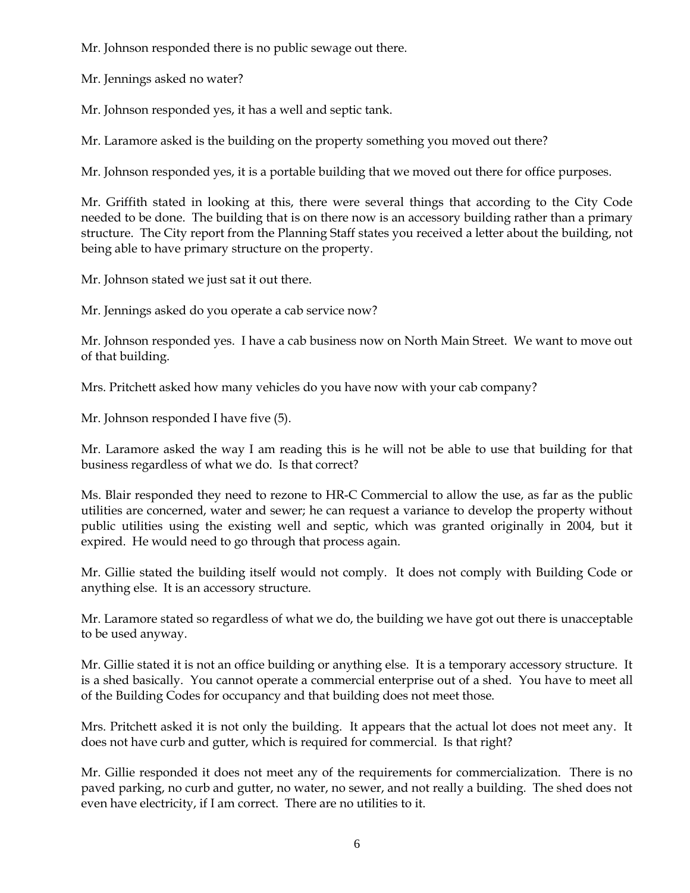Mr. Johnson responded there is no public sewage out there.

Mr. Jennings asked no water?

Mr. Johnson responded yes, it has a well and septic tank.

Mr. Laramore asked is the building on the property something you moved out there?

Mr. Johnson responded yes, it is a portable building that we moved out there for office purposes.

Mr. Griffith stated in looking at this, there were several things that according to the City Code needed to be done. The building that is on there now is an accessory building rather than a primary structure. The City report from the Planning Staff states you received a letter about the building, not being able to have primary structure on the property.

Mr. Johnson stated we just sat it out there.

Mr. Jennings asked do you operate a cab service now?

Mr. Johnson responded yes. I have a cab business now on North Main Street. We want to move out of that building.

Mrs. Pritchett asked how many vehicles do you have now with your cab company?

Mr. Johnson responded I have five (5).

Mr. Laramore asked the way I am reading this is he will not be able to use that building for that business regardless of what we do. Is that correct?

Ms. Blair responded they need to rezone to HR-C Commercial to allow the use, as far as the public utilities are concerned, water and sewer; he can request a variance to develop the property without public utilities using the existing well and septic, which was granted originally in 2004, but it expired. He would need to go through that process again.

Mr. Gillie stated the building itself would not comply. It does not comply with Building Code or anything else. It is an accessory structure.

Mr. Laramore stated so regardless of what we do, the building we have got out there is unacceptable to be used anyway.

Mr. Gillie stated it is not an office building or anything else. It is a temporary accessory structure. It is a shed basically. You cannot operate a commercial enterprise out of a shed. You have to meet all of the Building Codes for occupancy and that building does not meet those.

Mrs. Pritchett asked it is not only the building. It appears that the actual lot does not meet any. It does not have curb and gutter, which is required for commercial. Is that right?

Mr. Gillie responded it does not meet any of the requirements for commercialization. There is no paved parking, no curb and gutter, no water, no sewer, and not really a building. The shed does not even have electricity, if I am correct. There are no utilities to it.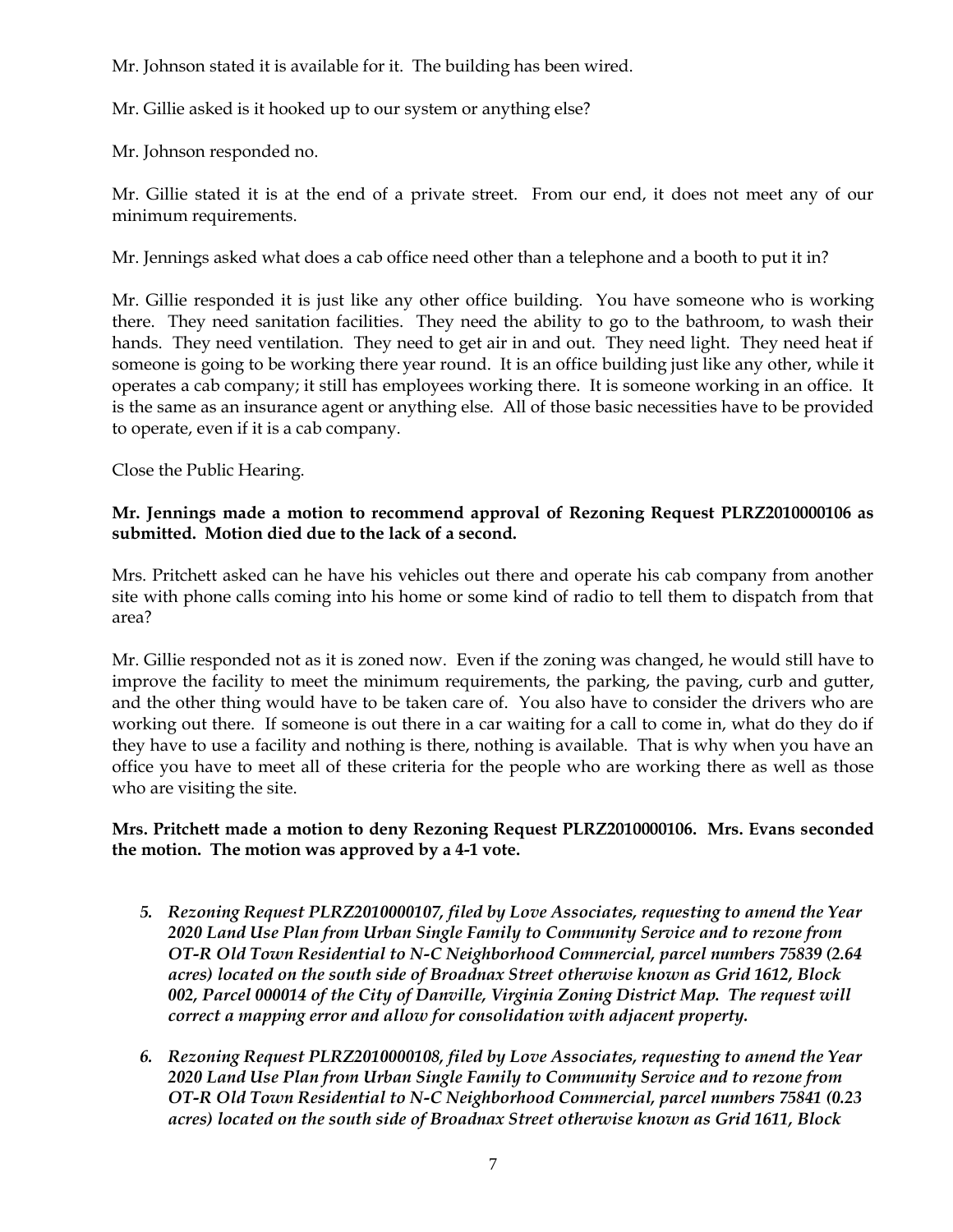Mr. Johnson stated it is available for it. The building has been wired.

Mr. Gillie asked is it hooked up to our system or anything else?

Mr. Johnson responded no.

Mr. Gillie stated it is at the end of a private street. From our end, it does not meet any of our minimum requirements.

Mr. Jennings asked what does a cab office need other than a telephone and a booth to put it in?

Mr. Gillie responded it is just like any other office building. You have someone who is working there. They need sanitation facilities. They need the ability to go to the bathroom, to wash their hands. They need ventilation. They need to get air in and out. They need light. They need heat if someone is going to be working there year round. It is an office building just like any other, while it operates a cab company; it still has employees working there. It is someone working in an office. It is the same as an insurance agent or anything else. All of those basic necessities have to be provided to operate, even if it is a cab company.

Close the Public Hearing.

**Mr. Jennings made a motion to recommend approval of Rezoning Request PLRZ2010000106 as submitted. Motion died due to the lack of a second.**

Mrs. Pritchett asked can he have his vehicles out there and operate his cab company from another site with phone calls coming into his home or some kind of radio to tell them to dispatch from that area?

Mr. Gillie responded not as it is zoned now. Even if the zoning was changed, he would still have to improve the facility to meet the minimum requirements, the parking, the paving, curb and gutter, and the other thing would have to be taken care of. You also have to consider the drivers who are working out there. If someone is out there in a car waiting for a call to come in, what do they do if they have to use a facility and nothing is there, nothing is available. That is why when you have an office you have to meet all of these criteria for the people who are working there as well as those who are visiting the site.

**Mrs. Pritchett made a motion to deny Rezoning Request PLRZ2010000106. Mrs. Evans seconded the motion. The motion was approved by a 4-1 vote.**

5. ***Rezoning Request PLRZ2010000107, filed by Love Associates, requesting to amend the Year 2020 Land Use Plan from Urban Single Family to Community Service and to rezone from OT-R Old Town Residential to N-C Neighborhood Commercial, parcel numbers 75839 (2.64 acres) located on the south side of Broadnax Street otherwise known as Grid 1612, Block 002, Parcel 000014 of the City of Danville, Virginia Zoning District Map. The request will correct a mapping error and allow for consolidation with adjacent property.***

6. ***Rezoning Request PLRZ2010000108, filed by Love Associates, requesting to amend the Year 2020 Land Use Plan from Urban Single Family to Community Service and to rezone from OT-R Old Town Residential to N-C Neighborhood Commercial, parcel numbers 75841 (0.23 acres) located on the south side of Broadnax Street otherwise known as Grid 1611, Block***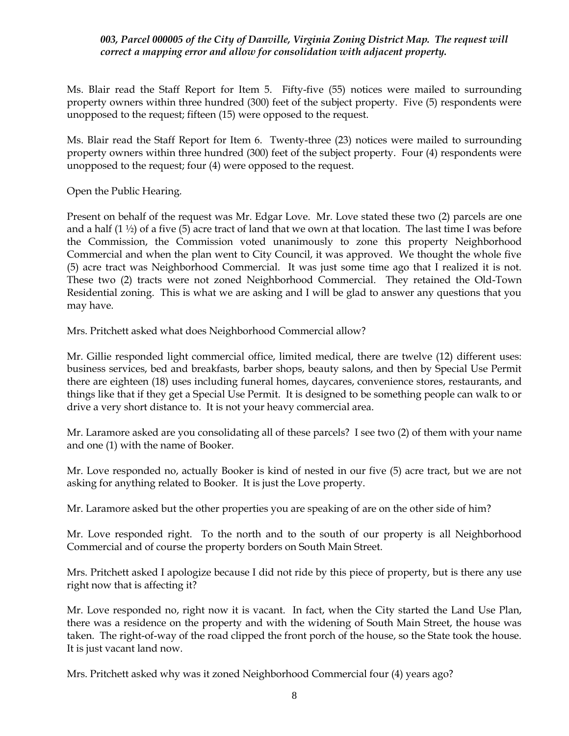***003, Parcel 000005 of the City of Danville, Virginia Zoning District Map. The request will correct a mapping error and allow for consolidation with adjacent property.***

Ms. Blair read the Staff Report for Item 5. Fifty-five (55) notices were mailed to surrounding property owners within three hundred (300) feet of the subject property. Five (5) respondents were unopposed to the request; fifteen (15) were opposed to the request.

Ms. Blair read the Staff Report for Item 6. Twenty-three (23) notices were mailed to surrounding property owners within three hundred (300) feet of the subject property. Four (4) respondents were unopposed to the request; four (4) were opposed to the request.

Open the Public Hearing.

Present on behalf of the request was Mr. Edgar Love. Mr. Love stated these two (2) parcels are one and a half (1 ½) of a five (5) acre tract of land that we own at that location. The last time I was before the Commission, the Commission voted unanimously to zone this property Neighborhood Commercial and when the plan went to City Council, it was approved. We thought the whole five (5) acre tract was Neighborhood Commercial. It was just some time ago that I realized it is not. These two (2) tracts were not zoned Neighborhood Commercial. They retained the Old-Town Residential zoning. This is what we are asking and I will be glad to answer any questions that you may have.

Mrs. Pritchett asked what does Neighborhood Commercial allow?

Mr. Gillie responded light commercial office, limited medical, there are twelve (12) different uses: business services, bed and breakfasts, barber shops, beauty salons, and then by Special Use Permit there are eighteen (18) uses including funeral homes, daycares, convenience stores, restaurants, and things like that if they get a Special Use Permit. It is designed to be something people can walk to or drive a very short distance to. It is not your heavy commercial area.

Mr. Laramore asked are you consolidating all of these parcels? I see two (2) of them with your name and one (1) with the name of Booker.

Mr. Love responded no, actually Booker is kind of nested in our five (5) acre tract, but we are not asking for anything related to Booker. It is just the Love property.

Mr. Laramore asked but the other properties you are speaking of are on the other side of him?

Mr. Love responded right. To the north and to the south of our property is all Neighborhood Commercial and of course the property borders on South Main Street.

Mrs. Pritchett asked I apologize because I did not ride by this piece of property, but is there any use right now that is affecting it?

Mr. Love responded no, right now it is vacant. In fact, when the City started the Land Use Plan, there was a residence on the property and with the widening of South Main Street, the house was taken. The right-of-way of the road clipped the front porch of the house, so the State took the house. It is just vacant land now.

Mrs. Pritchett asked why was it zoned Neighborhood Commercial four (4) years ago?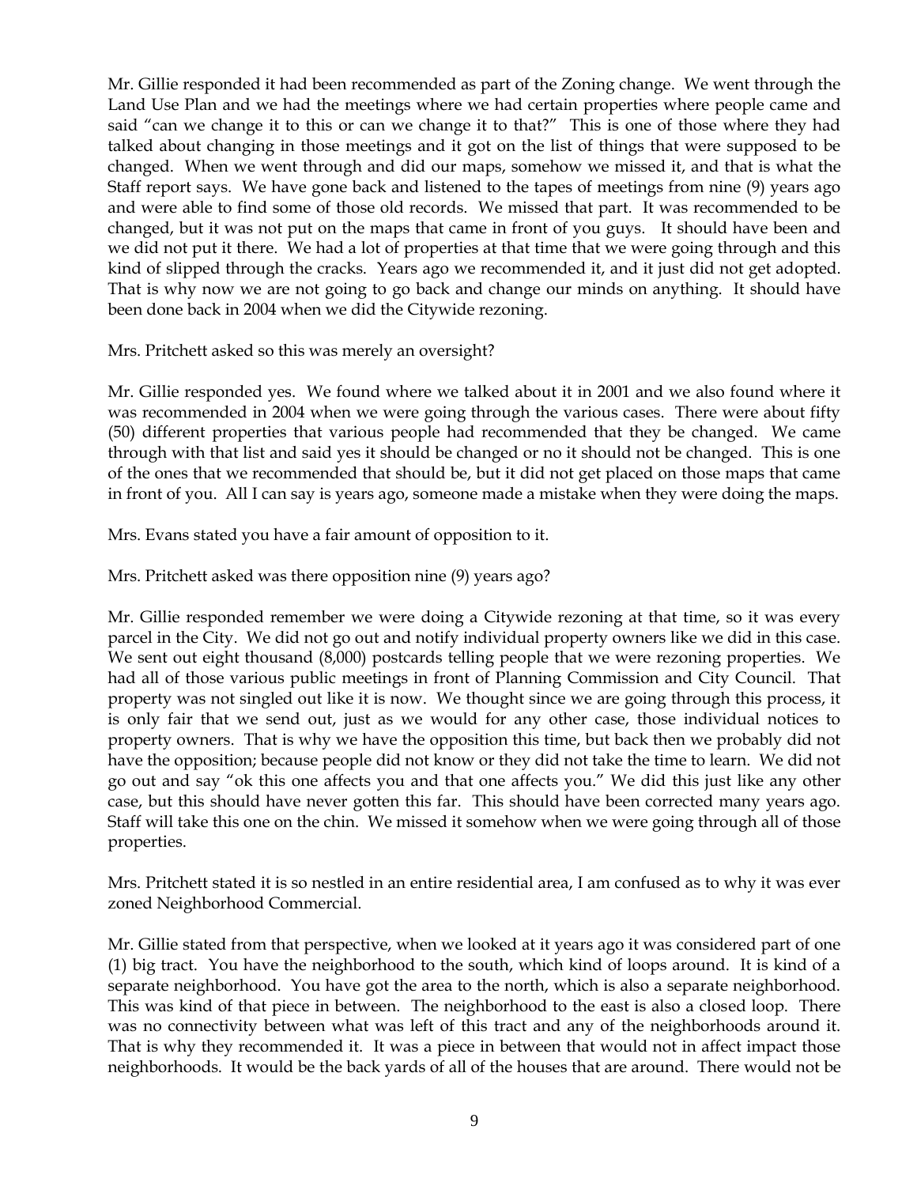Mr. Gillie responded it had been recommended as part of the Zoning change. We went through the Land Use Plan and we had the meetings where we had certain properties where people came and said "can we change it to this or can we change it to that?" This is one of those where they had talked about changing in those meetings and it got on the list of things that were supposed to be changed. When we went through and did our maps, somehow we missed it, and that is what the Staff report says. We have gone back and listened to the tapes of meetings from nine (9) years ago and were able to find some of those old records. We missed that part. It was recommended to be changed, but it was not put on the maps that came in front of you guys. It should have been and we did not put it there. We had a lot of properties at that time that we were going through and this kind of slipped through the cracks. Years ago we recommended it, and it just did not get adopted. That is why now we are not going to go back and change our minds on anything. It should have been done back in 2004 when we did the Citywide rezoning.

Mrs. Pritchett asked so this was merely an oversight?

Mr. Gillie responded yes. We found where we talked about it in 2001 and we also found where it was recommended in 2004 when we were going through the various cases. There were about fifty (50) different properties that various people had recommended that they be changed. We came through with that list and said yes it should be changed or no it should not be changed. This is one of the ones that we recommended that should be, but it did not get placed on those maps that came in front of you. All I can say is years ago, someone made a mistake when they were doing the maps.

Mrs. Evans stated you have a fair amount of opposition to it.

Mrs. Pritchett asked was there opposition nine (9) years ago?

Mr. Gillie responded remember we were doing a Citywide rezoning at that time, so it was every parcel in the City. We did not go out and notify individual property owners like we did in this case. We sent out eight thousand (8,000) postcards telling people that we were rezoning properties. We had all of those various public meetings in front of Planning Commission and City Council. That property was not singled out like it is now. We thought since we are going through this process, it is only fair that we send out, just as we would for any other case, those individual notices to property owners. That is why we have the opposition this time, but back then we probably did not have the opposition; because people did not know or they did not take the time to learn. We did not go out and say "ok this one affects you and that one affects you." We did this just like any other case, but this should have never gotten this far. This should have been corrected many years ago. Staff will take this one on the chin. We missed it somehow when we were going through all of those properties.

Mrs. Pritchett stated it is so nestled in an entire residential area, I am confused as to why it was ever zoned Neighborhood Commercial.

Mr. Gillie stated from that perspective, when we looked at it years ago it was considered part of one (1) big tract. You have the neighborhood to the south, which kind of loops around. It is kind of a separate neighborhood. You have got the area to the north, which is also a separate neighborhood. This was kind of that piece in between. The neighborhood to the east is also a closed loop. There was no connectivity between what was left of this tract and any of the neighborhoods around it. That is why they recommended it. It was a piece in between that would not in affect impact those neighborhoods. It would be the back yards of all of the houses that are around. There would not be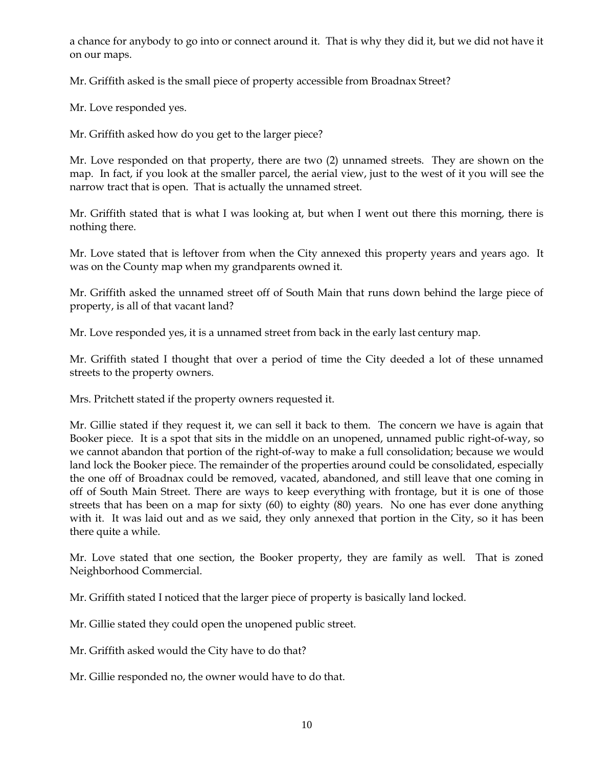a chance for anybody to go into or connect around it. That is why they did it, but we did not have it on our maps.

Mr. Griffith asked is the small piece of property accessible from Broadnax Street?

Mr. Love responded yes.

Mr. Griffith asked how do you get to the larger piece?

Mr. Love responded on that property, there are two (2) unnamed streets. They are shown on the map. In fact, if you look at the smaller parcel, the aerial view, just to the west of it you will see the narrow tract that is open. That is actually the unnamed street.

Mr. Griffith stated that is what I was looking at, but when I went out there this morning, there is nothing there.

Mr. Love stated that is leftover from when the City annexed this property years and years ago. It was on the County map when my grandparents owned it.

Mr. Griffith asked the unnamed street off of South Main that runs down behind the large piece of property, is all of that vacant land?

Mr. Love responded yes, it is a unnamed street from back in the early last century map.

Mr. Griffith stated I thought that over a period of time the City deeded a lot of these unnamed streets to the property owners.

Mrs. Pritchett stated if the property owners requested it.

Mr. Gillie stated if they request it, we can sell it back to them. The concern we have is again that Booker piece. It is a spot that sits in the middle on an unopened, unnamed public right-of-way, so we cannot abandon that portion of the right-of-way to make a full consolidation; because we would land lock the Booker piece. The remainder of the properties around could be consolidated, especially the one off of Broadnax could be removed, vacated, abandoned, and still leave that one coming in off of South Main Street. There are ways to keep everything with frontage, but it is one of those streets that has been on a map for sixty (60) to eighty (80) years. No one has ever done anything with it. It was laid out and as we said, they only annexed that portion in the City, so it has been there quite a while.

Mr. Love stated that one section, the Booker property, they are family as well. That is zoned Neighborhood Commercial.

Mr. Griffith stated I noticed that the larger piece of property is basically land locked.

Mr. Gillie stated they could open the unopened public street.

Mr. Griffith asked would the City have to do that?

Mr. Gillie responded no, the owner would have to do that.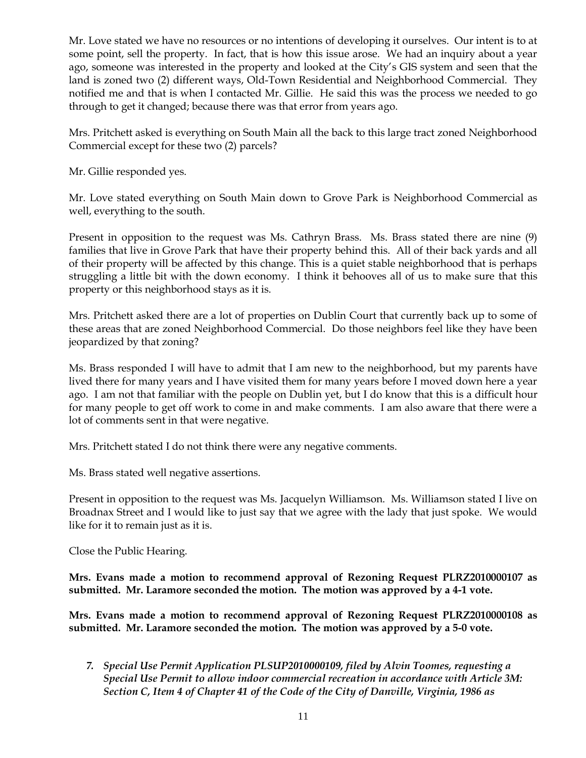Mr. Love stated we have no resources or no intentions of developing it ourselves. Our intent is to at some point, sell the property. In fact, that is how this issue arose. We had an inquiry about a year ago, someone was interested in the property and looked at the City's GIS system and seen that the land is zoned two (2) different ways, Old-Town Residential and Neighborhood Commercial. They notified me and that is when I contacted Mr. Gillie. He said this was the process we needed to go through to get it changed; because there was that error from years ago.

Mrs. Pritchett asked is everything on South Main all the back to this large tract zoned Neighborhood Commercial except for these two (2) parcels?

Mr. Gillie responded yes.

Mr. Love stated everything on South Main down to Grove Park is Neighborhood Commercial as well, everything to the south.

Present in opposition to the request was Ms. Cathryn Brass. Ms. Brass stated there are nine (9) families that live in Grove Park that have their property behind this. All of their back yards and all of their property will be affected by this change. This is a quiet stable neighborhood that is perhaps struggling a little bit with the down economy. I think it behooves all of us to make sure that this property or this neighborhood stays as it is.

Mrs. Pritchett asked there are a lot of properties on Dublin Court that currently back up to some of these areas that are zoned Neighborhood Commercial. Do those neighbors feel like they have been jeopardized by that zoning?

Ms. Brass responded I will have to admit that I am new to the neighborhood, but my parents have lived there for many years and I have visited them for many years before I moved down here a year ago. I am not that familiar with the people on Dublin yet, but I do know that this is a difficult hour for many people to get off work to come in and make comments. I am also aware that there were a lot of comments sent in that were negative.

Mrs. Pritchett stated I do not think there were any negative comments.

Ms. Brass stated well negative assertions.

Present in opposition to the request was Ms. Jacquelyn Williamson. Ms. Williamson stated I live on Broadnax Street and I would like to just say that we agree with the lady that just spoke. We would like for it to remain just as it is.

Close the Public Hearing.

**Mrs. Evans made a motion to recommend approval of Rezoning Request PLRZ2010000107 as submitted. Mr. Laramore seconded the motion. The motion was approved by a 4-1 vote.**

**Mrs. Evans made a motion to recommend approval of Rezoning Request PLRZ2010000108 as submitted. Mr. Laramore seconded the motion. The motion was approved by a 5-0 vote.**

7. ***Special Use Permit Application PLSUP2010000109, filed by Alvin Toomes, requesting a Special Use Permit to allow indoor commercial recreation in accordance with Article 3M: Section C, Item 4 of Chapter 41 of the Code of the City of Danville, Virginia, 1986 as***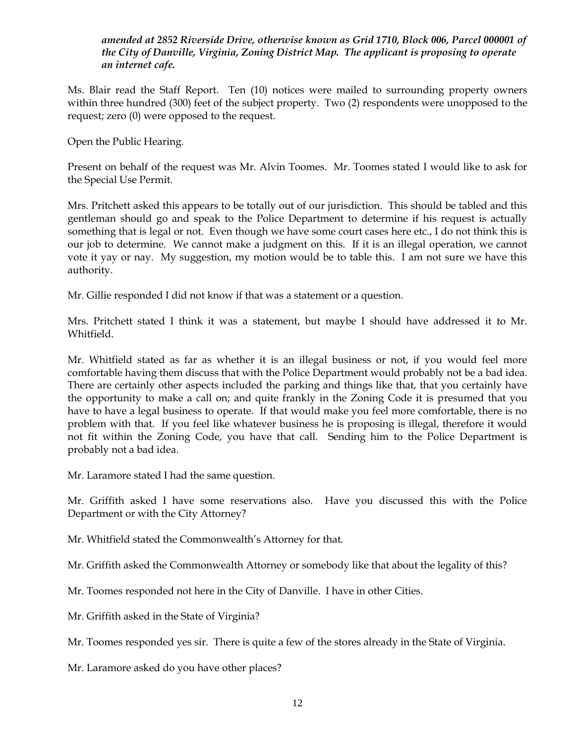***amended at 2852 Riverside Drive, otherwise known as Grid 1710, Block 006, Parcel 000001 of the City of Danville, Virginia, Zoning District Map. The applicant is proposing to operate an internet cafe.***

Ms. Blair read the Staff Report. Ten (10) notices were mailed to surrounding property owners within three hundred (300) feet of the subject property. Two (2) respondents were unopposed to the request; zero (0) were opposed to the request.

Open the Public Hearing.

Present on behalf of the request was Mr. Alvin Toomes. Mr. Toomes stated I would like to ask for the Special Use Permit.

Mrs. Pritchett asked this appears to be totally out of our jurisdiction. This should be tabled and this gentleman should go and speak to the Police Department to determine if his request is actually something that is legal or not. Even though we have some court cases here etc., I do not think this is our job to determine. We cannot make a judgment on this. If it is an illegal operation, we cannot vote it yay or nay. My suggestion, my motion would be to table this. I am not sure we have this authority.

Mr. Gillie responded I did not know if that was a statement or a question.

Mrs. Pritchett stated I think it was a statement, but maybe I should have addressed it to Mr. Whitfield.

Mr. Whitfield stated as far as whether it is an illegal business or not, if you would feel more comfortable having them discuss that with the Police Department would probably not be a bad idea. There are certainly other aspects included the parking and things like that, that you certainly have the opportunity to make a call on; and quite frankly in the Zoning Code it is presumed that you have to have a legal business to operate. If that would make you feel more comfortable, there is no problem with that. If you feel like whatever business he is proposing is illegal, therefore it would not fit within the Zoning Code, you have that call. Sending him to the Police Department is probably not a bad idea.

Mr. Laramore stated I had the same question.

Mr. Griffith asked I have some reservations also. Have you discussed this with the Police Department or with the City Attorney?

Mr. Whitfield stated the Commonwealth's Attorney for that.

Mr. Griffith asked the Commonwealth Attorney or somebody like that about the legality of this?

Mr. Toomes responded not here in the City of Danville. I have in other Cities.

Mr. Griffith asked in the State of Virginia?

Mr. Toomes responded yes sir. There is quite a few of the stores already in the State of Virginia.

Mr. Laramore asked do you have other places?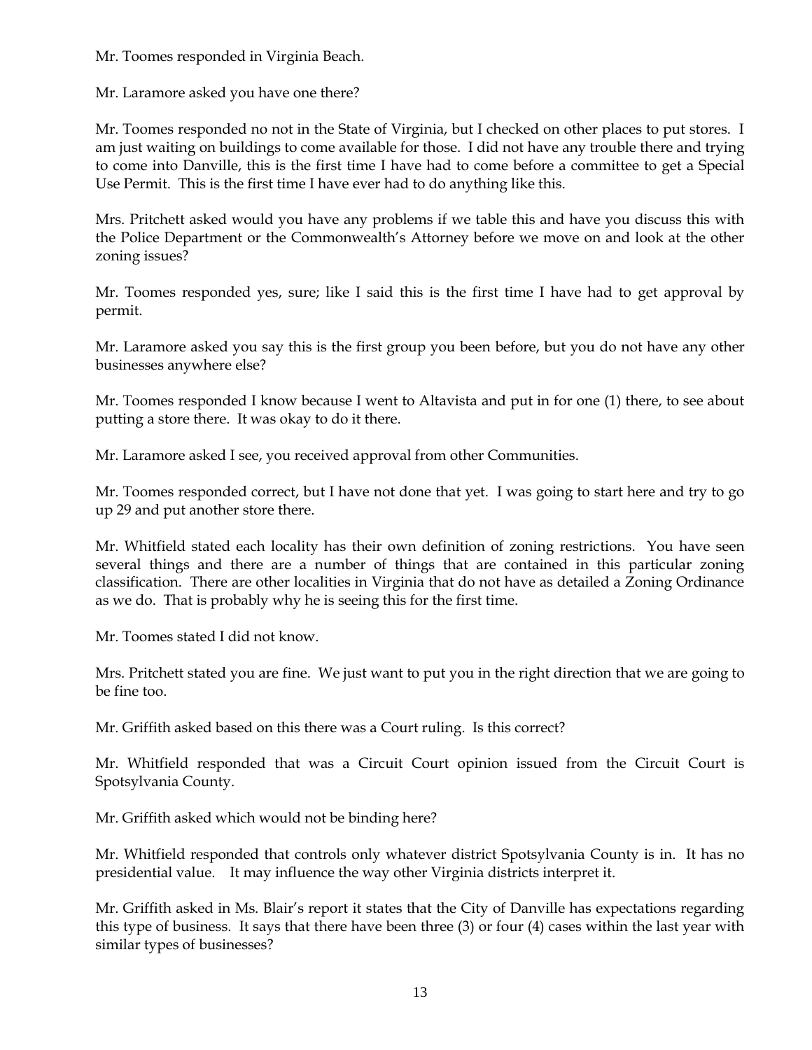Mr. Toomes responded in Virginia Beach.

Mr. Laramore asked you have one there?

Mr. Toomes responded no not in the State of Virginia, but I checked on other places to put stores. I am just waiting on buildings to come available for those. I did not have any trouble there and trying to come into Danville, this is the first time I have had to come before a committee to get a Special Use Permit. This is the first time I have ever had to do anything like this.

Mrs. Pritchett asked would you have any problems if we table this and have you discuss this with the Police Department or the Commonwealth's Attorney before we move on and look at the other zoning issues?

Mr. Toomes responded yes, sure; like I said this is the first time I have had to get approval by permit.

Mr. Laramore asked you say this is the first group you been before, but you do not have any other businesses anywhere else?

Mr. Toomes responded I know because I went to Altavista and put in for one (1) there, to see about putting a store there. It was okay to do it there.

Mr. Laramore asked I see, you received approval from other Communities.

Mr. Toomes responded correct, but I have not done that yet. I was going to start here and try to go up 29 and put another store there.

Mr. Whitfield stated each locality has their own definition of zoning restrictions. You have seen several things and there are a number of things that are contained in this particular zoning classification. There are other localities in Virginia that do not have as detailed a Zoning Ordinance as we do. That is probably why he is seeing this for the first time.

Mr. Toomes stated I did not know.

Mrs. Pritchett stated you are fine. We just want to put you in the right direction that we are going to be fine too.

Mr. Griffith asked based on this there was a Court ruling. Is this correct?

Mr. Whitfield responded that was a Circuit Court opinion issued from the Circuit Court is Spotsylvania County.

Mr. Griffith asked which would not be binding here?

Mr. Whitfield responded that controls only whatever district Spotsylvania County is in. It has no presidential value. It may influence the way other Virginia districts interpret it.

Mr. Griffith asked in Ms. Blair's report it states that the City of Danville has expectations regarding this type of business. It says that there have been three (3) or four (4) cases within the last year with similar types of businesses?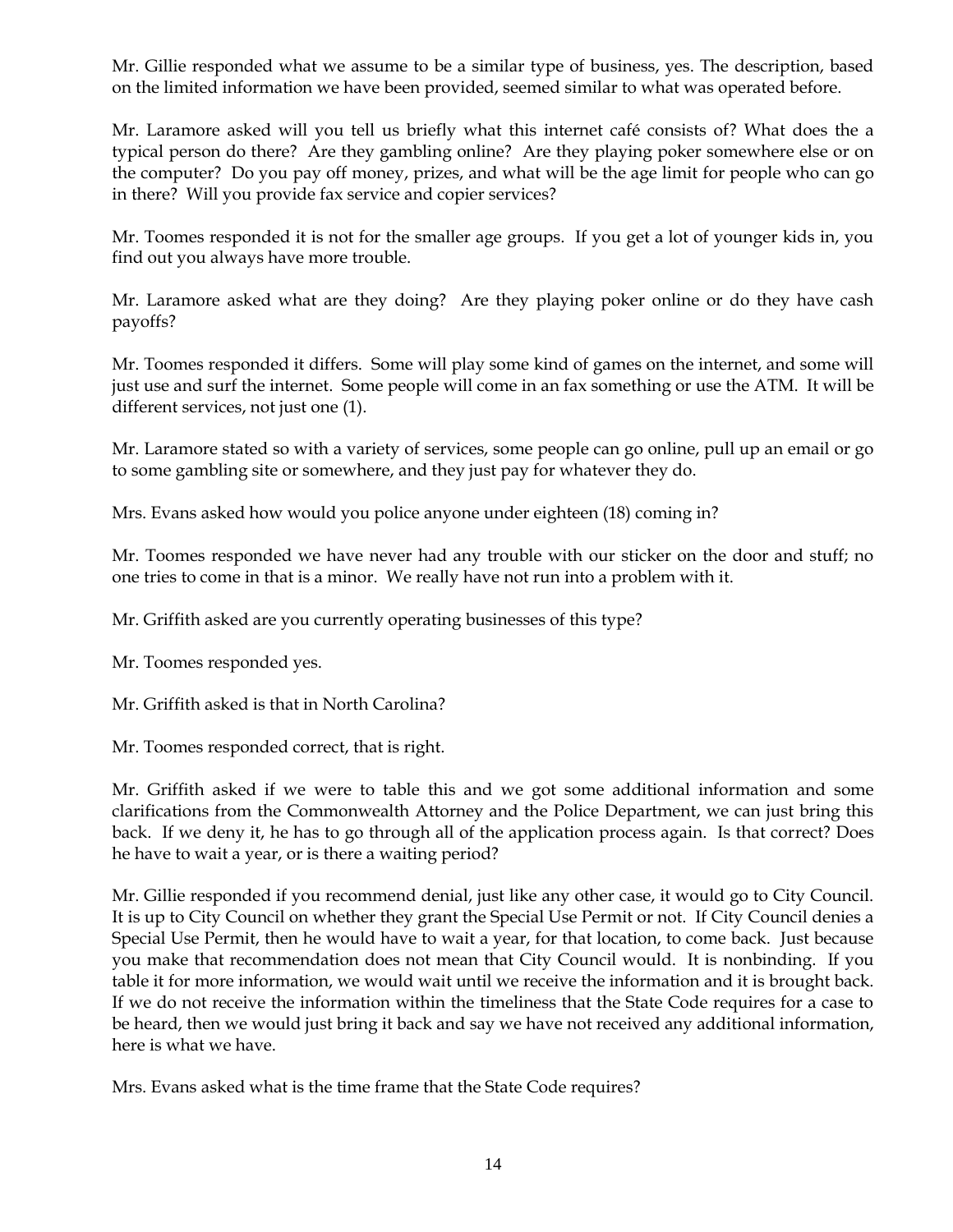Mr. Gillie responded what we assume to be a similar type of business, yes. The description, based on the limited information we have been provided, seemed similar to what was operated before.

Mr. Laramore asked will you tell us briefly what this internet café consists of? What does the a typical person do there? Are they gambling online? Are they playing poker somewhere else or on the computer? Do you pay off money, prizes, and what will be the age limit for people who can go in there? Will you provide fax service and copier services?

Mr. Toomes responded it is not for the smaller age groups. If you get a lot of younger kids in, you find out you always have more trouble.

Mr. Laramore asked what are they doing? Are they playing poker online or do they have cash payoffs?

Mr. Toomes responded it differs. Some will play some kind of games on the internet, and some will just use and surf the internet. Some people will come in an fax something or use the ATM. It will be different services, not just one (1).

Mr. Laramore stated so with a variety of services, some people can go online, pull up an email or go to some gambling site or somewhere, and they just pay for whatever they do.

Mrs. Evans asked how would you police anyone under eighteen (18) coming in?

Mr. Toomes responded we have never had any trouble with our sticker on the door and stuff; no one tries to come in that is a minor. We really have not run into a problem with it.

Mr. Griffith asked are you currently operating businesses of this type?

Mr. Toomes responded yes.

Mr. Griffith asked is that in North Carolina?

Mr. Toomes responded correct, that is right.

Mr. Griffith asked if we were to table this and we got some additional information and some clarifications from the Commonwealth Attorney and the Police Department, we can just bring this back. If we deny it, he has to go through all of the application process again. Is that correct? Does he have to wait a year, or is there a waiting period?

Mr. Gillie responded if you recommend denial, just like any other case, it would go to City Council. It is up to City Council on whether they grant the Special Use Permit or not. If City Council denies a Special Use Permit, then he would have to wait a year, for that location, to come back. Just because you make that recommendation does not mean that City Council would. It is nonbinding. If you table it for more information, we would wait until we receive the information and it is brought back. If we do not receive the information within the timeliness that the State Code requires for a case to be heard, then we would just bring it back and say we have not received any additional information, here is what we have.

Mrs. Evans asked what is the time frame that the State Code requires?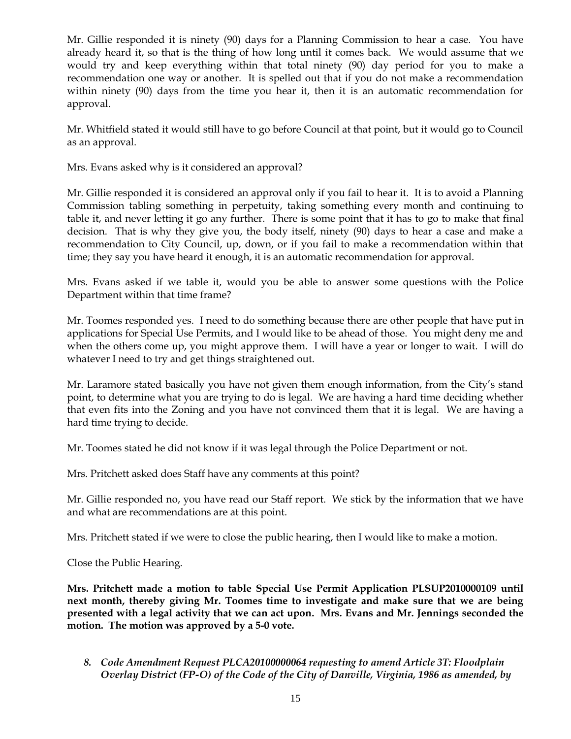Mr. Gillie responded it is ninety (90) days for a Planning Commission to hear a case. You have already heard it, so that is the thing of how long until it comes back. We would assume that we would try and keep everything within that total ninety (90) day period for you to make a recommendation one way or another. It is spelled out that if you do not make a recommendation within ninety (90) days from the time you hear it, then it is an automatic recommendation for approval.

Mr. Whitfield stated it would still have to go before Council at that point, but it would go to Council as an approval.

Mrs. Evans asked why is it considered an approval?

Mr. Gillie responded it is considered an approval only if you fail to hear it. It is to avoid a Planning Commission tabling something in perpetuity, taking something every month and continuing to table it, and never letting it go any further. There is some point that it has to go to make that final decision. That is why they give you, the body itself, ninety (90) days to hear a case and make a recommendation to City Council, up, down, or if you fail to make a recommendation within that time; they say you have heard it enough, it is an automatic recommendation for approval.

Mrs. Evans asked if we table it, would you be able to answer some questions with the Police Department within that time frame?

Mr. Toomes responded yes. I need to do something because there are other people that have put in applications for Special Use Permits, and I would like to be ahead of those. You might deny me and when the others come up, you might approve them. I will have a year or longer to wait. I will do whatever I need to try and get things straightened out.

Mr. Laramore stated basically you have not given them enough information, from the City's stand point, to determine what you are trying to do is legal. We are having a hard time deciding whether that even fits into the Zoning and you have not convinced them that it is legal. We are having a hard time trying to decide.

Mr. Toomes stated he did not know if it was legal through the Police Department or not.

Mrs. Pritchett asked does Staff have any comments at this point?

Mr. Gillie responded no, you have read our Staff report. We stick by the information that we have and what are recommendations are at this point.

Mrs. Pritchett stated if we were to close the public hearing, then I would like to make a motion.

Close the Public Hearing.

**Mrs. Pritchett made a motion to table Special Use Permit Application PLSUP2010000109 until next month, thereby giving Mr. Toomes time to investigate and make sure that we are being presented with a legal activity that we can act upon. Mrs. Evans and Mr. Jennings seconded the motion. The motion was approved by a 5-0 vote.**

8. ***Code Amendment Request PLCA20100000064 requesting to amend Article 3T: Floodplain Overlay District (FP-O) of the Code of the City of Danville, Virginia, 1986 as amended, by***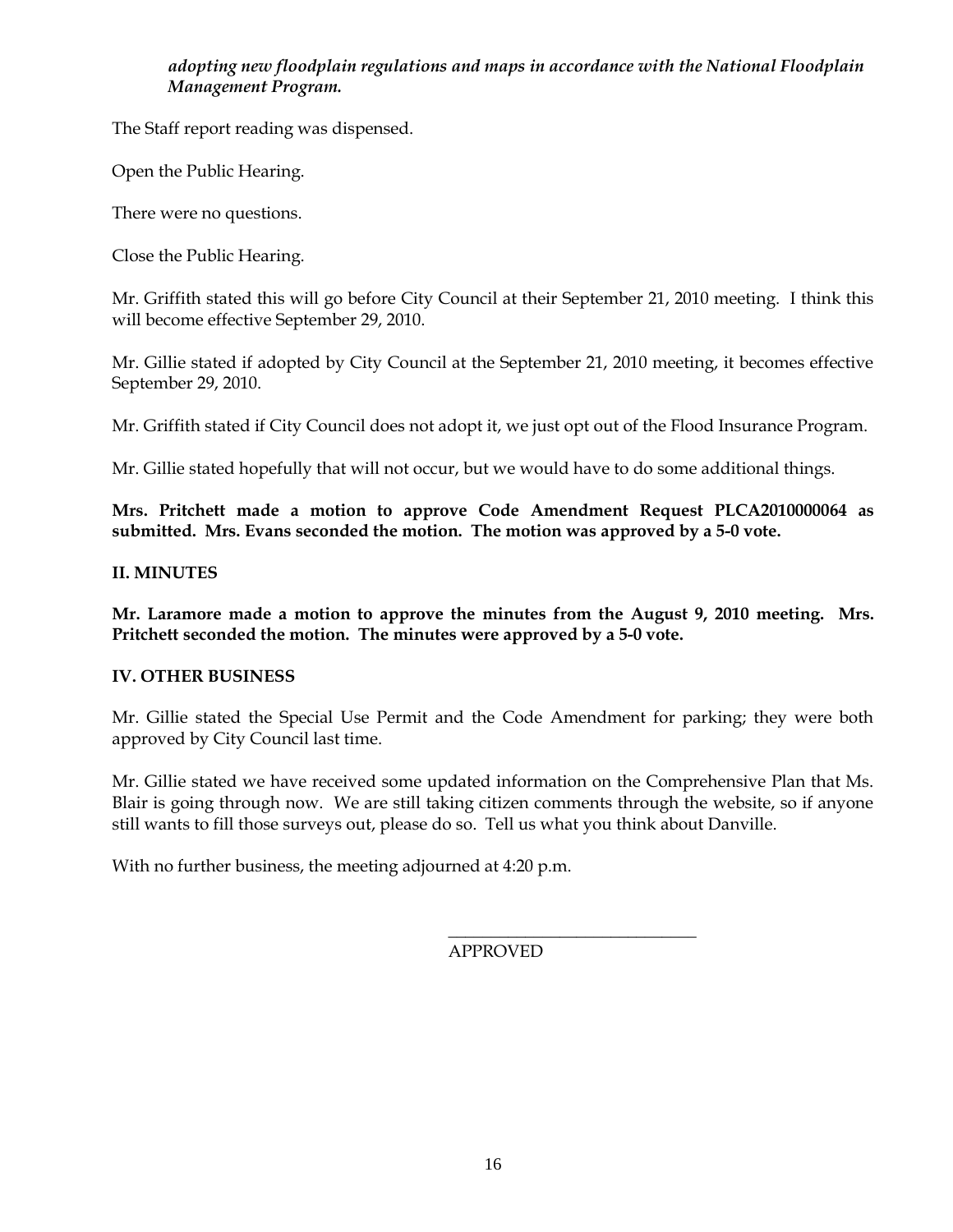***adopting new floodplain regulations and maps in accordance with the National Floodplain Management Program.***

The Staff report reading was dispensed.

Open the Public Hearing.

There were no questions.

Close the Public Hearing.

Mr. Griffith stated this will go before City Council at their September 21, 2010 meeting. I think this will become effective September 29, 2010.

Mr. Gillie stated if adopted by City Council at the September 21, 2010 meeting, it becomes effective September 29, 2010.

Mr. Griffith stated if City Council does not adopt it, we just opt out of the Flood Insurance Program.

Mr. Gillie stated hopefully that will not occur, but we would have to do some additional things.

**Mrs. Pritchett made a motion to approve Code Amendment Request PLCA2010000064 as submitted. Mrs. Evans seconded the motion. The motion was approved by a 5-0 vote.**

**II. MINUTES**

**Mr. Laramore made a motion to approve the minutes from the August 9, 2010 meeting. Mrs. Pritchett seconded the motion. The minutes were approved by a 5-0 vote.**

**IV. OTHER BUSINESS**

Mr. Gillie stated the Special Use Permit and the Code Amendment for parking; they were both approved by City Council last time.

Mr. Gillie stated we have received some updated information on the Comprehensive Plan that Ms. Blair is going through now. We are still taking citizen comments through the website, so if anyone still wants to fill those surveys out, please do so. Tell us what you think about Danville.

With no further business, the meeting adjourned at 4:20 p.m.

\_\_\_\_\_\_\_\_\_\_\_\_\_\_\_\_\_\_\_\_\_\_\_\_\_\_\_\_\_\_

APPROVED